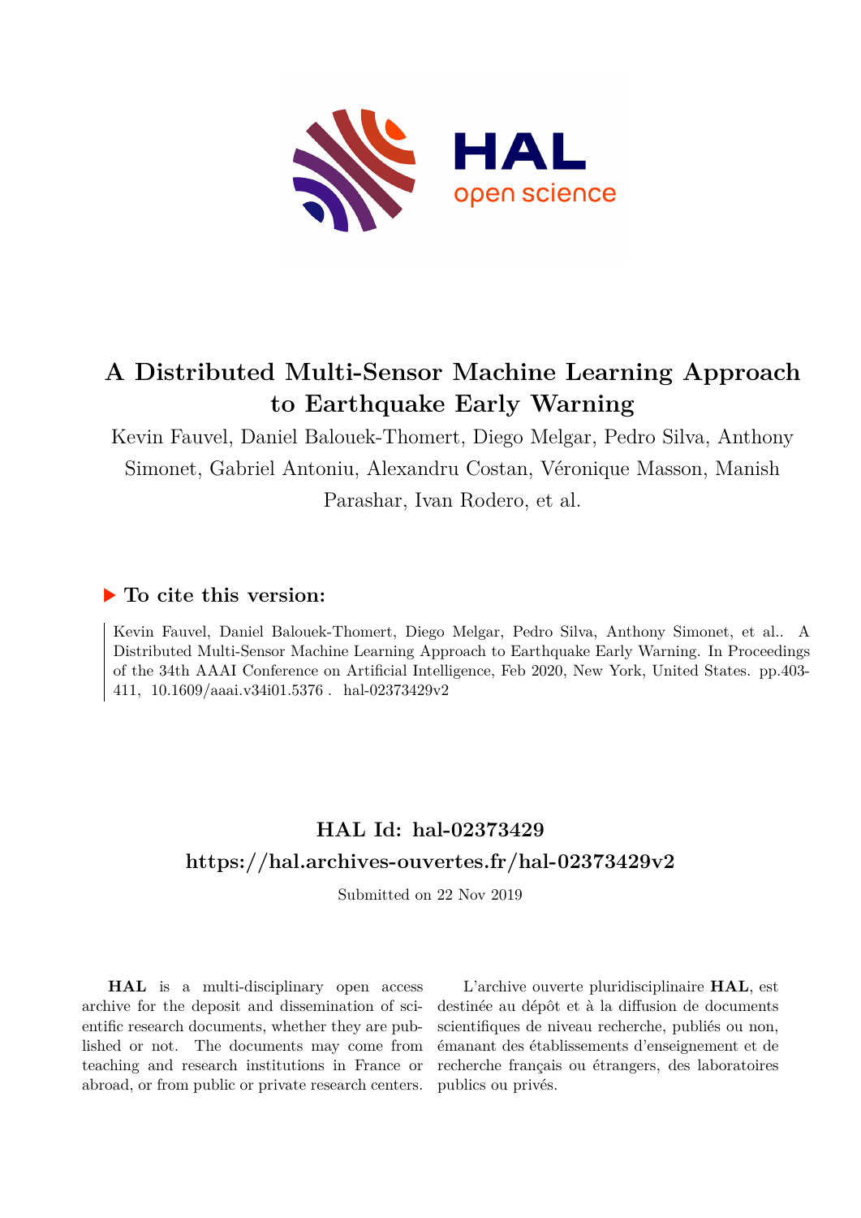# A Distributed Multi-Sensor Machine Learning Approach to Earthquake Early Warning

Kevin Fauvel, Daniel Balouek-Thomert, Diego Melgar, Pedro Silva, Anthony Simonet, Gabriel Antoniu, Alexandru Costan, Véronique Masson, Manish Parashar, Ivan Rodero, et al.

## ▶ To cite this version:

Kevin Fauvel, Daniel Balouek-Thomert, Diego Melgar, Pedro Silva, Anthony Simonet, et al.. A Distributed Multi-Sensor Machine Learning Approach to Earthquake Early Warning. In Proceedings of the 34th AAAI Conference on Artificial Intelligence, Feb 2020, New York, United States. pp.403-411, 10.1609/aaai.v34i01.5376 . hal-02373429v2

## HAL Id: hal-02373429
## https://hal.archives-ouvertes.fr/hal-02373429v2

Submitted on 22 Nov 2019

**HAL** is a multi-disciplinary open access archive for the deposit and dissemination of scientific research documents, whether they are published or not. The documents may come from teaching and research institutions in France or abroad, or from public or private research centers.

L'archive ouverte pluridisciplinaire **HAL**, est destinée au dépôt et à la diffusion de documents scientifiques de niveau recherche, publiés ou non, émanant des établissements d'enseignement et de recherche français ou étrangers, des laboratoires publics ou privés.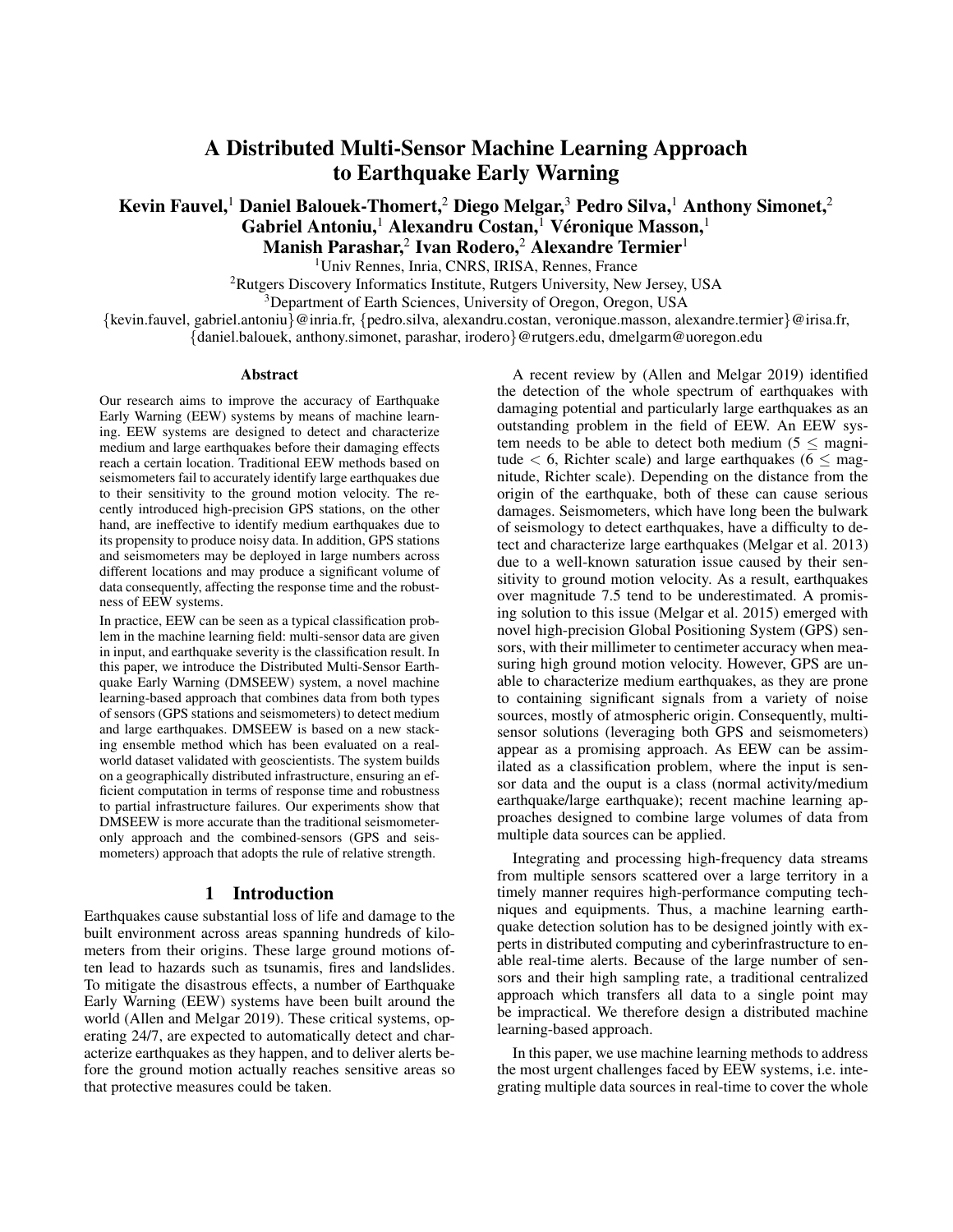# A Distributed Multi-Sensor Machine Learning Approach to Earthquake Early Warning

**Kevin Fauvel,[1] Daniel Balouek-Thomert,[2] Diego Melgar,[3] Pedro Silva,[1] Anthony Simonet,[2] Gabriel Antoniu,[1] Alexandru Costan,[1] Véronique Masson,[1] Manish Parashar,[2] Ivan Rodero,[2] Alexandre Termier[1]**

[1]Univ Rennes, Inria, CNRS, IRISA, Rennes, France
[2]Rutgers Discovery Informatics Institute, Rutgers University, New Jersey, USA
[3]Department of Earth Sciences, University of Oregon, Oregon, USA
{kevin.fauvel, gabriel.antoniu}@inria.fr, {pedro.silva, alexandru.costan, veronique.masson, alexandre.termier}@irisa.fr, {daniel.balouek, anthony.simonet, parashar, irodero}@rutgers.edu, dmelgarm@uoregon.edu

## Abstract

Our research aims to improve the accuracy of Earthquake Early Warning (EEW) systems by means of machine learning. EEW systems are designed to detect and characterize medium and large earthquakes before their damaging effects reach a certain location. Traditional EEW methods based on seismometers fail to accurately identify large earthquakes due to their sensitivity to the ground motion velocity. The recently introduced high-precision GPS stations, on the other hand, are ineffective to identify medium earthquakes due to its propensity to produce noisy data. In addition, GPS stations and seismometers may be deployed in large numbers across different locations and may produce a significant volume of data consequently, affecting the response time and the robustness of EEW systems.

In practice, EEW can be seen as a typical classification problem in the machine learning field: multi-sensor data are given in input, and earthquake severity is the classification result. In this paper, we introduce the Distributed Multi-Sensor Earthquake Early Warning (DMSEEW) system, a novel machine learning-based approach that combines data from both types of sensors (GPS stations and seismometers) to detect medium and large earthquakes. DMSEEW is based on a new stacking ensemble method which has been evaluated on a real-world dataset validated with geoscientists. The system builds on a geographically distributed infrastructure, ensuring an efficient computation in terms of response time and robustness to partial infrastructure failures. Our experiments show that DMSEEW is more accurate than the traditional seismometer-only approach and the combined-sensors (GPS and seismometers) approach that adopts the rule of relative strength.

## 1 Introduction

Earthquakes cause substantial loss of life and damage to the built environment across areas spanning hundreds of kilometers from their origins. These large ground motions often lead to hazards such as tsunamis, fires and landslides. To mitigate the disastrous effects, a number of Earthquake Early Warning (EEW) systems have been built around the world (Allen and Melgar 2019). These critical systems, operating 24/7, are expected to automatically detect and characterize earthquakes as they happen, and to deliver alerts before the ground motion actually reaches sensitive areas so that protective measures could be taken.

A recent review by (Allen and Melgar 2019) identified the detection of the whole spectrum of earthquakes with damaging potential and particularly large earthquakes as an outstanding problem in the field of EEW. An EEW system needs to be able to detect both medium ($5 \leq$ magnitude $< 6$, Richter scale) and large earthquakes ($6 \leq$ magnitude, Richter scale). Depending on the distance from the origin of the earthquake, both of these can cause serious damages. Seismometers, which have long been the bulwark of seismology to detect earthquakes, have a difficulty to detect and characterize large earthquakes (Melgar et al. 2013) due to a well-known saturation issue caused by their sensitivity to ground motion velocity. As a result, earthquakes over magnitude 7.5 tend to be underestimated. A promising solution to this issue (Melgar et al. 2015) emerged with novel high-precision Global Positioning System (GPS) sensors, with their millimeter to centimeter accuracy when measuring high ground motion velocity. However, GPS are unable to characterize medium earthquakes, as they are prone to containing significant signals from a variety of noise sources, mostly of atmospheric origin. Consequently, multi-sensor solutions (leveraging both GPS and seismometers) appear as a promising approach. As EEW can be assimilated as a classification problem, where the input is sensor data and the ouput is a class (normal activity/medium earthquake/large earthquake); recent machine learning approaches designed to combine large volumes of data from multiple data sources can be applied.

Integrating and processing high-frequency data streams from multiple sensors scattered over a large territory in a timely manner requires high-performance computing techniques and equipments. Thus, a machine learning earthquake detection solution has to be designed jointly with experts in distributed computing and cyberinfrastructure to enable real-time alerts. Because of the large number of sensors and their high sampling rate, a traditional centralized approach which transfers all data to a single point may be impractical. We therefore design a distributed machine learning-based approach.

In this paper, we use machine learning methods to address the most urgent challenges faced by EEW systems, i.e. integrating multiple data sources in real-time to cover the whole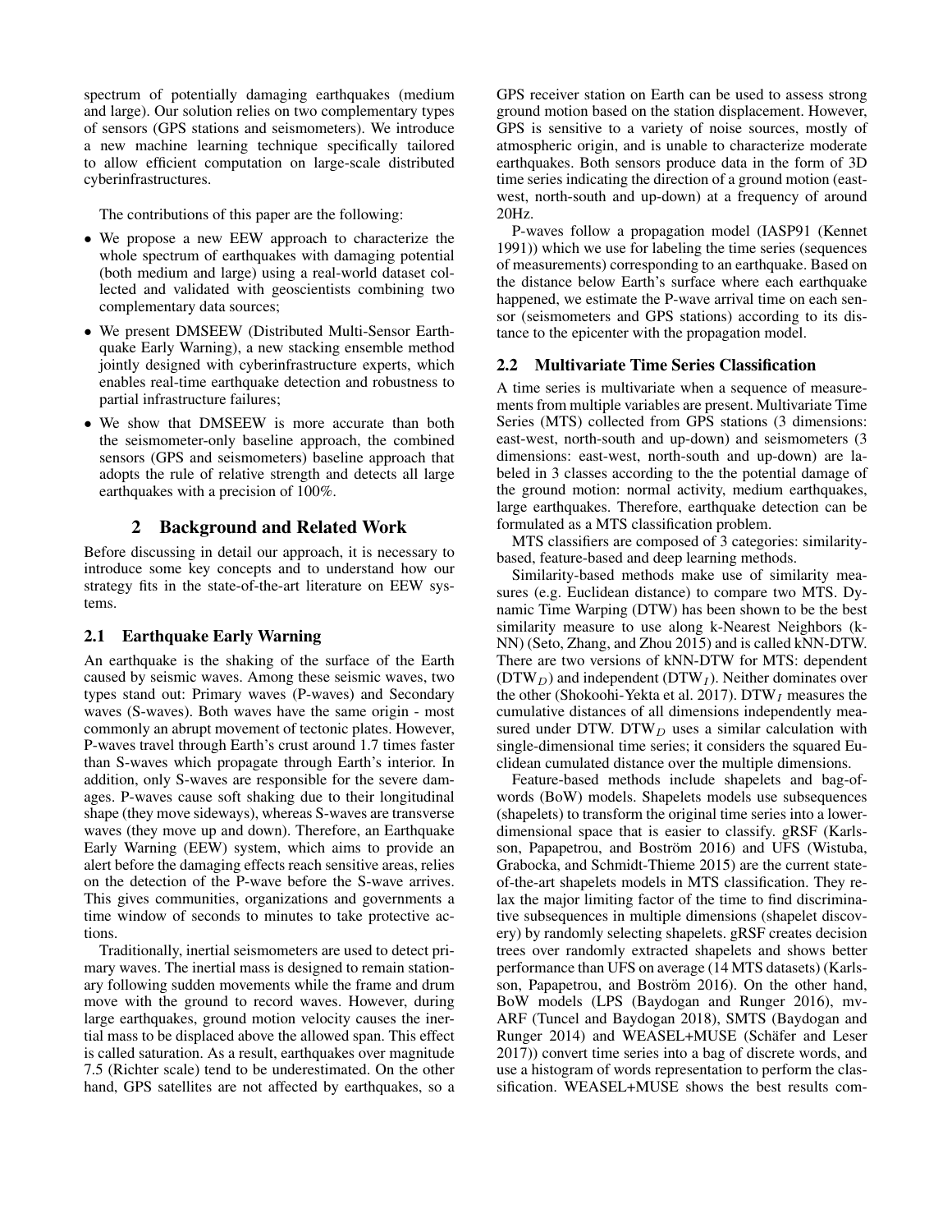spectrum of potentially damaging earthquakes (medium and large). Our solution relies on two complementary types of sensors (GPS stations and seismometers). We introduce a new machine learning technique specifically tailored to allow efficient computation on large-scale distributed cyberinfrastructures.

The contributions of this paper are the following:

- We propose a new EEW approach to characterize the whole spectrum of earthquakes with damaging potential (both medium and large) using a real-world dataset collected and validated with geoscientists combining two complementary data sources;
- We present DMSEEW (Distributed Multi-Sensor Earthquake Early Warning), a new stacking ensemble method jointly designed with cyberinfrastructure experts, which enables real-time earthquake detection and robustness to partial infrastructure failures;
- We show that DMSEEW is more accurate than both the seismometer-only baseline approach, the combined sensors (GPS and seismometers) baseline approach that adopts the rule of relative strength and detects all large earthquakes with a precision of 100%.

## 2 Background and Related Work

Before discussing in detail our approach, it is necessary to introduce some key concepts and to understand how our strategy fits in the state-of-the-art literature on EEW systems.

### 2.1 Earthquake Early Warning

An earthquake is the shaking of the surface of the Earth caused by seismic waves. Among these seismic waves, two types stand out: Primary waves (P-waves) and Secondary waves (S-waves). Both waves have the same origin - most commonly an abrupt movement of tectonic plates. However, P-waves travel through Earth's crust around 1.7 times faster than S-waves which propagate through Earth's interior. In addition, only S-waves are responsible for the severe damages. P-waves cause soft shaking due to their longitudinal shape (they move sideways), whereas S-waves are transverse waves (they move up and down). Therefore, an Earthquake Early Warning (EEW) system, which aims to provide an alert before the damaging effects reach sensitive areas, relies on the detection of the P-wave before the S-wave arrives. This gives communities, organizations and governments a time window of seconds to minutes to take protective actions.

Traditionally, inertial seismometers are used to detect primary waves. The inertial mass is designed to remain stationary following sudden movements while the frame and drum move with the ground to record waves. However, during large earthquakes, ground motion velocity causes the inertial mass to be displaced above the allowed span. This effect is called saturation. As a result, earthquakes over magnitude 7.5 (Richter scale) tend to be underestimated. On the other hand, GPS satellites are not affected by earthquakes, so a GPS receiver station on Earth can be used to assess strong ground motion based on the station displacement. However, GPS is sensitive to a variety of noise sources, mostly of atmospheric origin, and is unable to characterize moderate earthquakes. Both sensors produce data in the form of 3D time series indicating the direction of a ground motion (east-west, north-south and up-down) at a frequency of around 20Hz.

P-waves follow a propagation model (IASP91 (Kennet 1991)) which we use for labeling the time series (sequences of measurements) corresponding to an earthquake. Based on the distance below Earth's surface where each earthquake happened, we estimate the P-wave arrival time on each sensor (seismometers and GPS stations) according to its distance to the epicenter with the propagation model.

### 2.2 Multivariate Time Series Classification

A time series is multivariate when a sequence of measurements from multiple variables are present. Multivariate Time Series (MTS) collected from GPS stations (3 dimensions: east-west, north-south and up-down) and seismometers (3 dimensions: east-west, north-south and up-down) are labeled in 3 classes according to the the potential damage of the ground motion: normal activity, medium earthquakes, large earthquakes. Therefore, earthquake detection can be formulated as a MTS classification problem.

MTS classifiers are composed of 3 categories: similarity-based, feature-based and deep learning methods.

Similarity-based methods make use of similarity measures (e.g. Euclidean distance) to compare two MTS. Dynamic Time Warping (DTW) has been shown to be the best similarity measure to use along k-Nearest Neighbors (k-NN) (Seto, Zhang, and Zhou 2015) and is called kNN-DTW. There are two versions of kNN-DTW for MTS: dependent ($DTW_D$) and independent ($DTW_I$). Neither dominates over the other (Shokoohi-Yekta et al. 2017). $DTW_I$ measures the cumulative distances of all dimensions independently measured under DTW. $DTW_D$ uses a similar calculation with single-dimensional time series; it considers the squared Euclidean cumulated distance over the multiple dimensions.

Feature-based methods include shapelets and bag-of-words (BoW) models. Shapelets models use subsequences (shapelets) to transform the original time series into a lower-dimensional space that is easier to classify. gRSF (Karlsson, Papapetrou, and Boström 2016) and UFS (Wistuba, Grabocka, and Schmidt-Thieme 2015) are the current state-of-the-art shapelets models in MTS classification. They relax the major limiting factor of the time to find discriminative subsequences in multiple dimensions (shapelet discovery) by randomly selecting shapelets. gRSF creates decision trees over randomly extracted shapelets and shows better performance than UFS on average (14 MTS datasets) (Karlsson, Papapetrou, and Boström 2016). On the other hand, BoW models (LPS (Baydogan and Runger 2016), mv-ARF (Tuncel and Baydogan 2018), SMTS (Baydogan and Runger 2014) and WEASEL+MUSE (Schäfer and Leser 2017)) convert time series into a bag of discrete words, and use a histogram of words representation to perform the classification. WEASEL+MUSE shows the best results com-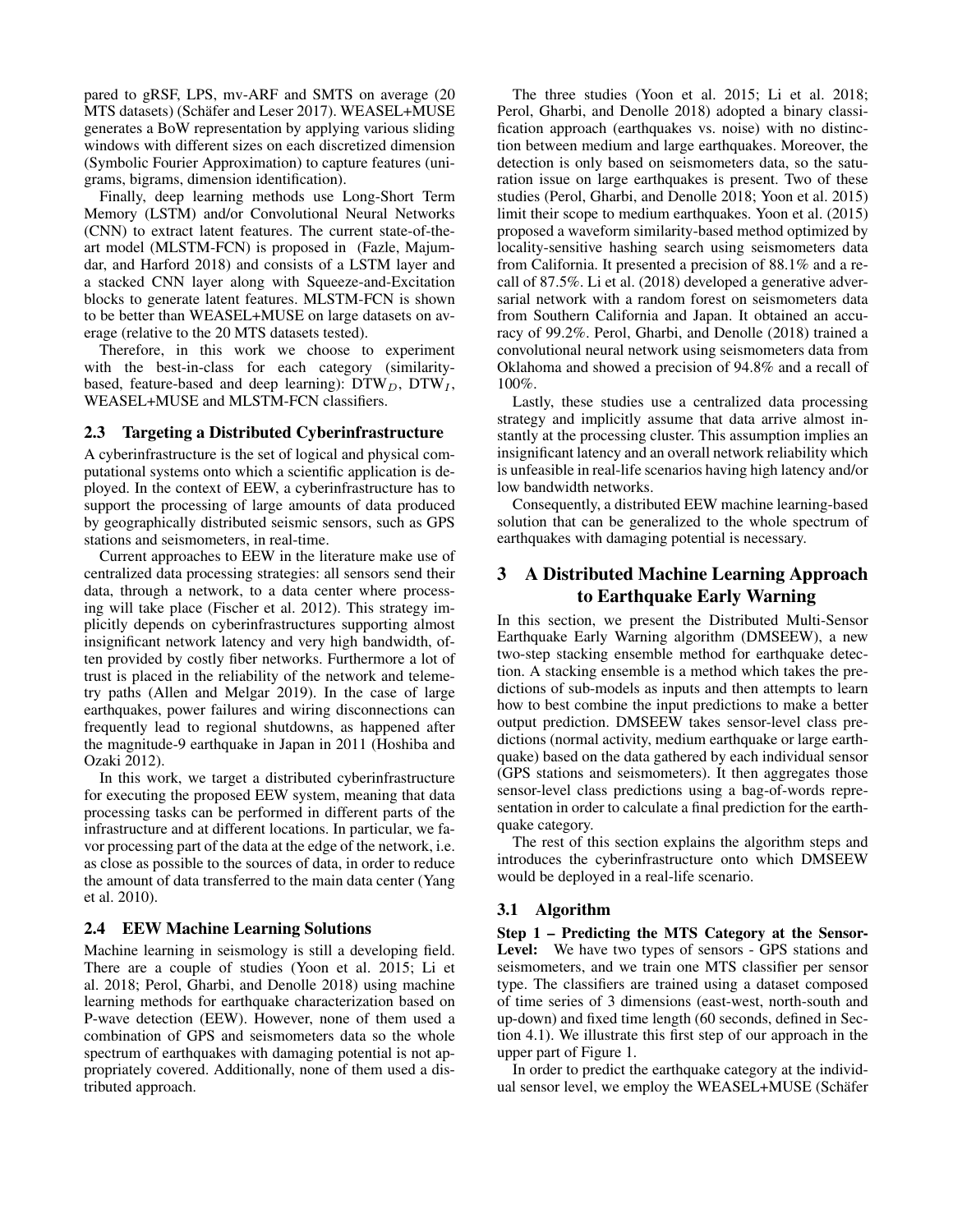pared to gRSF, LPS, mv-ARF and SMTS on average (20 MTS datasets) (Schäfer and Leser 2017). WEASEL+MUSE generates a BoW representation by applying various sliding windows with different sizes on each discretized dimension (Symbolic Fourier Approximation) to capture features (unigrams, bigrams, dimension identification).

Finally, deep learning methods use Long-Short Term Memory (LSTM) and/or Convolutional Neural Networks (CNN) to extract latent features. The current state-of-the-art model (MLSTM-FCN) is proposed in (Fazle, Majumdar, and Harford 2018) and consists of a LSTM layer and a stacked CNN layer along with Squeeze-and-Excitation blocks to generate latent features. MLSTM-FCN is shown to be better than WEASEL+MUSE on large datasets on average (relative to the 20 MTS datasets tested).

Therefore, in this work we choose to experiment with the best-in-class for each category (similarity-based, feature-based and deep learning): $\text{DTW}_D$, $\text{DTW}_I$, WEASEL+MUSE and MLSTM-FCN classifiers.

### 2.3 Targeting a Distributed Cyberinfrastructure

A cyberinfrastructure is the set of logical and physical computational systems onto which a scientific application is deployed. In the context of EEW, a cyberinfrastructure has to support the processing of large amounts of data produced by geographically distributed seismic sensors, such as GPS stations and seismometers, in real-time.

Current approaches to EEW in the literature make use of centralized data processing strategies: all sensors send their data, through a network, to a data center where processing will take place (Fischer et al. 2012). This strategy implicitly depends on cyberinfrastructures supporting almost insignificant network latency and very high bandwidth, often provided by costly fiber networks. Furthermore a lot of trust is placed in the reliability of the network and telemetry paths (Allen and Melgar 2019). In the case of large earthquakes, power failures and wiring disconnections can frequently lead to regional shutdowns, as happened after the magnitude-9 earthquake in Japan in 2011 (Hoshiba and Ozaki 2012).

In this work, we target a distributed cyberinfrastructure for executing the proposed EEW system, meaning that data processing tasks can be performed in different parts of the infrastructure and at different locations. In particular, we favor processing part of the data at the edge of the network, i.e. as close as possible to the sources of data, in order to reduce the amount of data transferred to the main data center (Yang et al. 2010).

### 2.4 EEW Machine Learning Solutions

Machine learning in seismology is still a developing field. There are a couple of studies (Yoon et al. 2015; Li et al. 2018; Perol, Gharbi, and Denolle 2018) using machine learning methods for earthquake characterization based on P-wave detection (EEW). However, none of them used a combination of GPS and seismometers data so the whole spectrum of earthquakes with damaging potential is not appropriately covered. Additionally, none of them used a distributed approach.

The three studies (Yoon et al. 2015; Li et al. 2018; Perol, Gharbi, and Denolle 2018) adopted a binary classification approach (earthquakes vs. noise) with no distinction between medium and large earthquakes. Moreover, the detection is only based on seismometers data, so the saturation issue on large earthquakes is present. Two of these studies (Perol, Gharbi, and Denolle 2018; Yoon et al. 2015) limit their scope to medium earthquakes. Yoon et al. (2015) proposed a waveform similarity-based method optimized by locality-sensitive hashing search using seismometers data from California. It presented a precision of 88.1% and a recall of 87.5%. Li et al. (2018) developed a generative adversarial network with a random forest on seismometers data from Southern California and Japan. It obtained an accuracy of 99.2%. Perol, Gharbi, and Denolle (2018) trained a convolutional neural network using seismometers data from Oklahoma and showed a precision of 94.8% and a recall of 100%.

Lastly, these studies use a centralized data processing strategy and implicitly assume that data arrive almost instantly at the processing cluster. This assumption implies an insignificant latency and an overall network reliability which is unfeasible in real-life scenarios having high latency and/or low bandwidth networks.

Consequently, a distributed EEW machine learning-based solution that can be generalized to the whole spectrum of earthquakes with damaging potential is necessary.

## 3 A Distributed Machine Learning Approach to Earthquake Early Warning

In this section, we present the Distributed Multi-Sensor Earthquake Early Warning algorithm (DMSEEW), a new two-step stacking ensemble method for earthquake detection. A stacking ensemble is a method which takes the predictions of sub-models as inputs and then attempts to learn how to best combine the input predictions to make a better output prediction. DMSEEW takes sensor-level class predictions (normal activity, medium earthquake or large earthquake) based on the data gathered by each individual sensor (GPS stations and seismometers). It then aggregates those sensor-level class predictions using a bag-of-words representation in order to calculate a final prediction for the earthquake category.

The rest of this section explains the algorithm steps and introduces the cyberinfrastructure onto which DMSEEW would be deployed in a real-life scenario.

### 3.1 Algorithm

**Step 1 – Predicting the MTS Category at the Sensor-Level:** We have two types of sensors - GPS stations and seismometers, and we train one MTS classifier per sensor type. The classifiers are trained using a dataset composed of time series of 3 dimensions (east-west, north-south and up-down) and fixed time length (60 seconds, defined in Section 4.1). We illustrate this first step of our approach in the upper part of Figure 1.

In order to predict the earthquake category at the individual sensor level, we employ the WEASEL+MUSE (Schäfer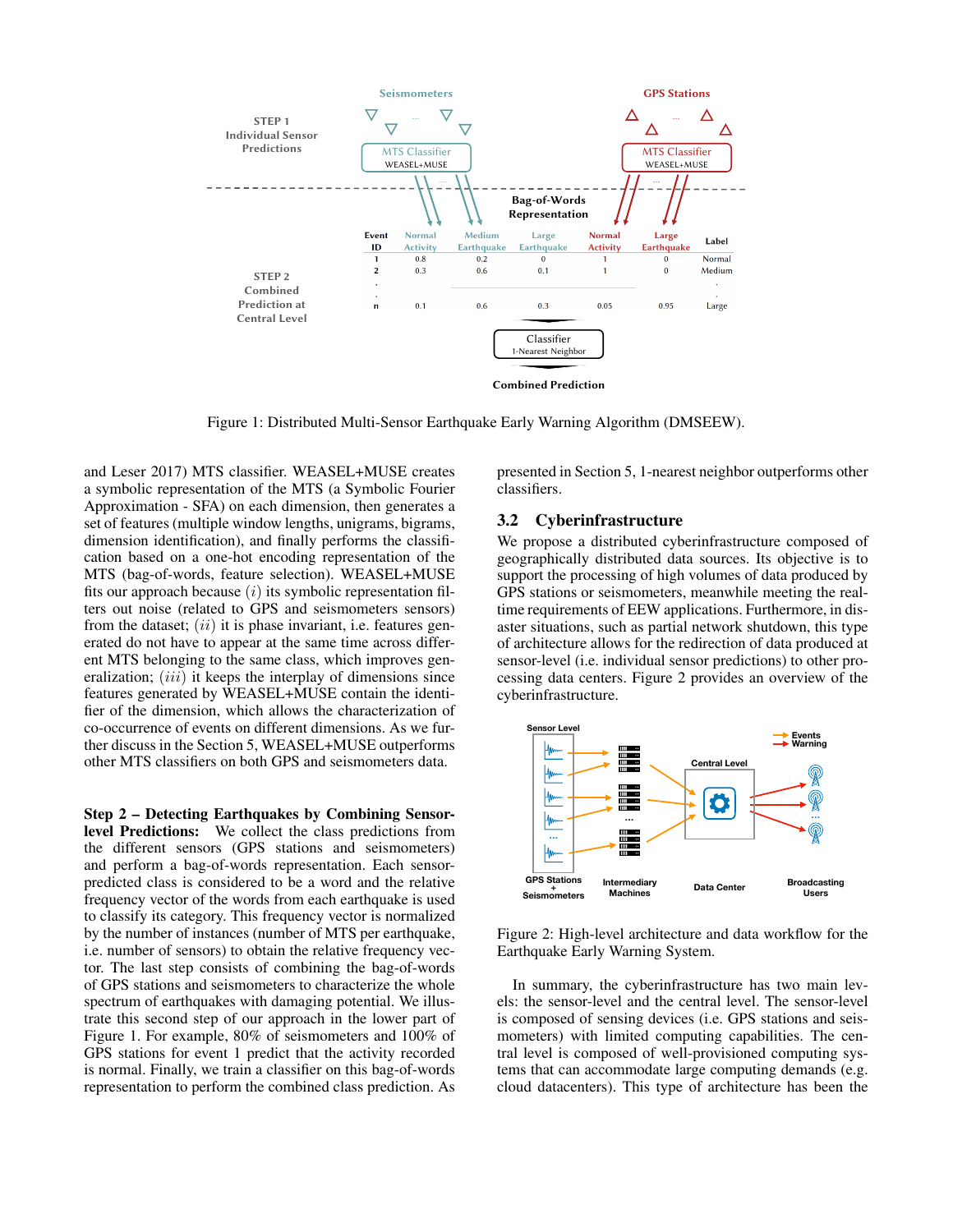Figure 1: Distributed Multi-Sensor Earthquake Early Warning Algorithm (DMSEEW).

and Leser 2017) MTS classifier. WEASEL+MUSE creates a symbolic representation of the MTS (a Symbolic Fourier Approximation - SFA) on each dimension, then generates a set of features (multiple window lengths, unigrams, bigrams, dimension identification), and finally performs the classification based on a one-hot encoding representation of the MTS (bag-of-words, feature selection). WEASEL+MUSE fits our approach because $(i)$ its symbolic representation filters out noise (related to GPS and seismometers sensors) from the dataset; $(ii)$ it is phase invariant, i.e. features generated do not have to appear at the same time across different MTS belonging to the same class, which improves generalization; $(iii)$ it keeps the interplay of dimensions since features generated by WEASEL+MUSE contain the identifier of the dimension, which allows the characterization of co-occurrence of events on different dimensions. As we further discuss in the Section 5, WEASEL+MUSE outperforms other MTS classifiers on both GPS and seismometers data.

**Step 2 – Detecting Earthquakes by Combining Sensor-level Predictions:** We collect the class predictions from the different sensors (GPS stations and seismometers) and perform a bag-of-words representation. Each sensor-predicted class is considered to be a word and the relative frequency vector of the words from each earthquake is used to classify its category. This frequency vector is normalized by the number of instances (number of MTS per earthquake, i.e. number of sensors) to obtain the relative frequency vector. The last step consists of combining the bag-of-words of GPS stations and seismometers to characterize the whole spectrum of earthquakes with damaging potential. We illustrate this second step of our approach in the lower part of Figure 1. For example, 80% of seismometers and 100% of GPS stations for event 1 predict that the activity recorded is normal. Finally, we train a classifier on this bag-of-words representation to perform the combined class prediction. As presented in Section 5, 1-nearest neighbor outperforms other classifiers.

### 3.2 Cyberinfrastructure

We propose a distributed cyberinfrastructure composed of geographically distributed data sources. Its objective is to support the processing of high volumes of data produced by GPS stations or seismometers, meanwhile meeting the real-time requirements of EEW applications. Furthermore, in disaster situations, such as partial network shutdown, this type of architecture allows for the redirection of data produced at sensor-level (i.e. individual sensor predictions) to other processing data centers. Figure 2 provides an overview of the cyberinfrastructure.

Figure 2: High-level architecture and data workflow for the Earthquake Early Warning System.

In summary, the cyberinfrastructure has two main levels: the sensor-level and the central level. The sensor-level is composed of sensing devices (i.e. GPS stations and seismometers) with limited computing capabilities. The central level is composed of well-provisioned computing systems that can accommodate large computing demands (e.g. cloud datacenters). This type of architecture has been the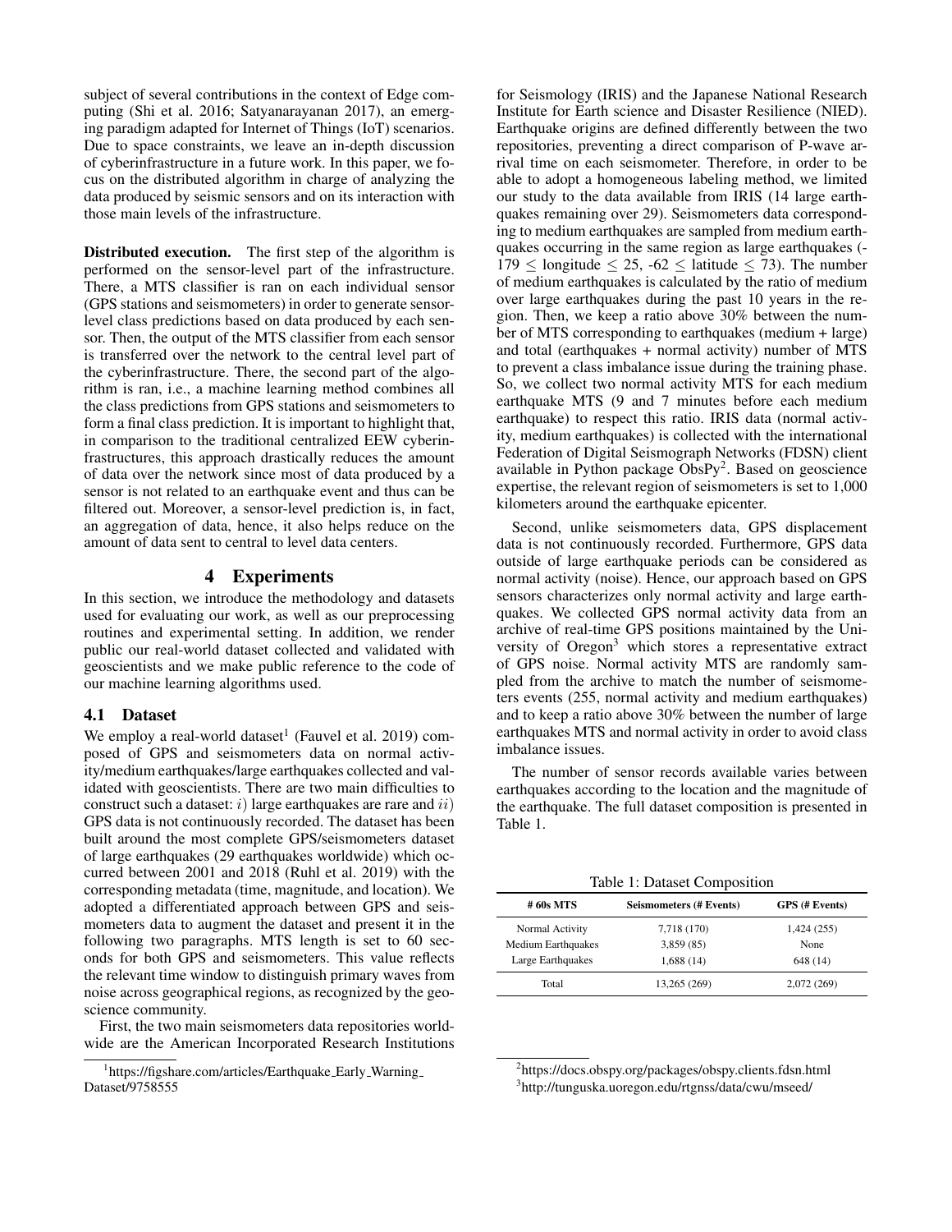subject of several contributions in the context of Edge computing (Shi et al. 2016; Satyanarayanan 2017), an emerging paradigm adapted for Internet of Things (IoT) scenarios. Due to space constraints, we leave an in-depth discussion of cyberinfrastructure in a future work. In this paper, we focus on the distributed algorithm in charge of analyzing the data produced by seismic sensors and on its interaction with those main levels of the infrastructure.

**Distributed execution.** The first step of the algorithm is performed on the sensor-level part of the infrastructure. There, a MTS classifier is ran on each individual sensor (GPS stations and seismometers) in order to generate sensor-level class predictions based on data produced by each sensor. Then, the output of the MTS classifier from each sensor is transferred over the network to the central level part of the cyberinfrastructure. There, the second part of the algorithm is ran, i.e., a machine learning method combines all the class predictions from GPS stations and seismometers to form a final class prediction. It is important to highlight that, in comparison to the traditional centralized EEW cyberinfrastructures, this approach drastically reduces the amount of data over the network since most of data produced by a sensor is not related to an earthquake event and thus can be filtered out. Moreover, a sensor-level prediction is, in fact, an aggregation of data, hence, it also helps reduce on the amount of data sent to central to level data centers.

## 4 Experiments

In this section, we introduce the methodology and datasets used for evaluating our work, as well as our preprocessing routines and experimental setting. In addition, we render public our real-world dataset collected and validated with geoscientists and we make public reference to the code of our machine learning algorithms used.

### 4.1 Dataset

We employ a real-world dataset[1] (Fauvel et al. 2019) composed of GPS and seismometers data on normal activity/medium earthquakes/large earthquakes collected and validated with geoscientists. There are two main difficulties to construct such a dataset: $i)$ large earthquakes are rare and $ii)$ GPS data is not continuously recorded. The dataset has been built around the most complete GPS/seismometers dataset of large earthquakes (29 earthquakes worldwide) which occurred between 2001 and 2018 (Ruhl et al. 2019) with the corresponding metadata (time, magnitude, and location). We adopted a differentiated approach between GPS and seismometers data to augment the dataset and present it in the following two paragraphs. MTS length is set to 60 seconds for both GPS and seismometers. This value reflects the relevant time window to distinguish primary waves from noise across geographical regions, as recognized by the geoscience community.

First, the two main seismometers data repositories worldwide are the American Incorporated Research Institutions for Seismology (IRIS) and the Japanese National Research Institute for Earth science and Disaster Resilience (NIED). Earthquake origins are defined differently between the two repositories, preventing a direct comparison of P-wave arrival time on each seismometer. Therefore, in order to be able to adopt a homogeneous labeling method, we limited our study to the data available from IRIS (14 large earthquakes remaining over 29). Seismometers data corresponding to medium earthquakes are sampled from medium earthquakes occurring in the same region as large earthquakes ($-179 \leq$ longitude $\leq 25$, $-62 \leq$ latitude $\leq 73$). The number of medium earthquakes is calculated by the ratio of medium over large earthquakes during the past 10 years in the region. Then, we keep a ratio above 30% between the number of MTS corresponding to earthquakes (medium + large) and total (earthquakes + normal activity) number of MTS to prevent a class imbalance issue during the training phase. So, we collect two normal activity MTS for each medium earthquake MTS (9 and 7 minutes before each medium earthquake) to respect this ratio. IRIS data (normal activity, medium earthquakes) is collected with the international Federation of Digital Seismograph Networks (FDSN) client available in Python package ObsPy[2]. Based on geoscience expertise, the relevant region of seismometers is set to 1,000 kilometers around the earthquake epicenter.

Second, unlike seismometers data, GPS displacement data is not continuously recorded. Furthermore, GPS data outside of large earthquake periods can be considered as normal activity (noise). Hence, our approach based on GPS sensors characterizes only normal activity and large earthquakes. We collected GPS normal activity data from an archive of real-time GPS positions maintained by the University of Oregon[3] which stores a representative extract of GPS noise. Normal activity MTS are randomly sampled from the archive to match the number of seismometers events (255, normal activity and medium earthquakes) and to keep a ratio above 30% between the number of large earthquakes MTS and normal activity in order to avoid class imbalance issues.

The number of sensor records available varies between earthquakes according to the location and the magnitude of the earthquake. The full dataset composition is presented in Table 1.

Table 1: Dataset Composition

| # 60s MTS | Seismometers (# Events) | GPS (# Events) |
|---|---|---|
| Normal Activity | 7,718 (170) | 1,424 (255) |
| Medium Earthquakes | 3,859 (85) | None |
| Large Earthquakes | 1,688 (14) | 648 (14) |
| Total | 13,265 (269) | 2,072 (269) |

[1] https://figshare.com/articles/Earthquake_Early_Warning_Dataset/9758555

[2] https://docs.obspy.org/packages/obspy.clients.fdsn.html

[3] http://tunguska.uoregon.edu/rtgnss/data/cwu/mseed/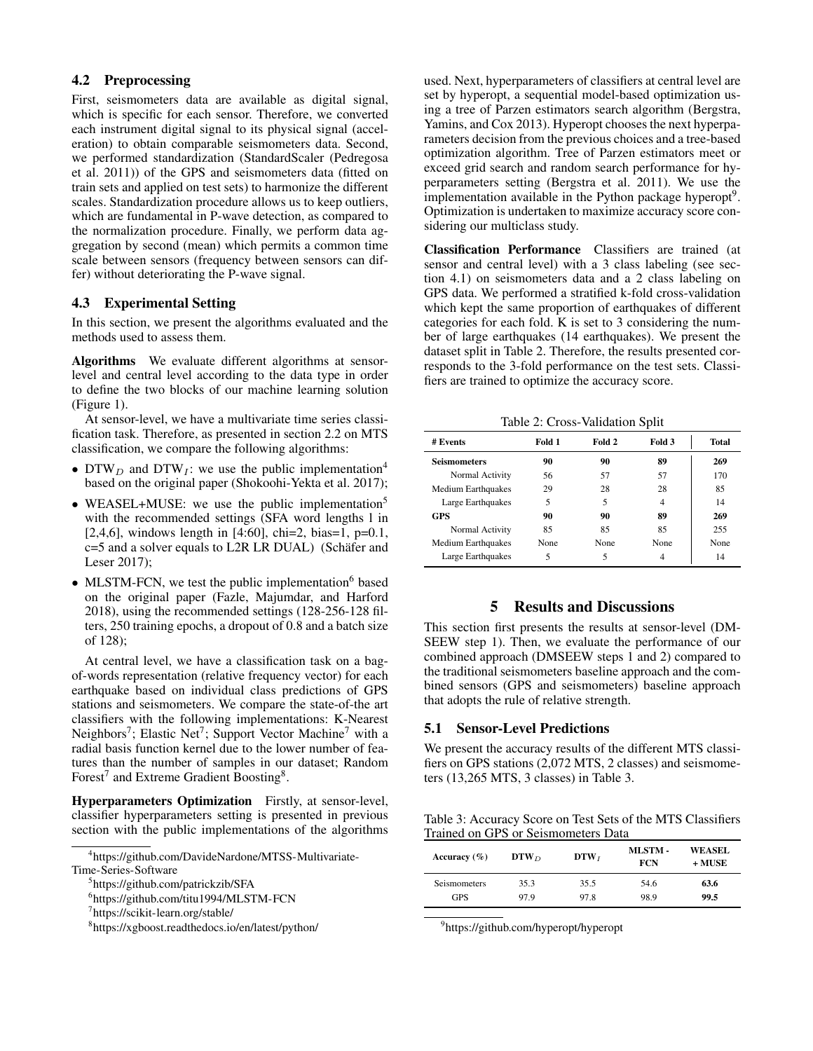### 4.2 Preprocessing

First, seismometers data are available as digital signal, which is specific for each sensor. Therefore, we converted each instrument digital signal to its physical signal (acceleration) to obtain comparable seismometers data. Second, we performed standardization (StandardScaler (Pedregosa et al. 2011)) of the GPS and seismometers data (fitted on train sets and applied on test sets) to harmonize the different scales. Standardization procedure allows us to keep outliers, which are fundamental in P-wave detection, as compared to the normalization procedure. Finally, we perform data aggregation by second (mean) which permits a common time scale between sensors (frequency between sensors can differ) without deteriorating the P-wave signal.

### 4.3 Experimental Setting

In this section, we present the algorithms evaluated and the methods used to assess them.

**Algorithms** We evaluate different algorithms at sensor-level and central level according to the data type in order to define the two blocks of our machine learning solution (Figure 1).

At sensor-level, we have a multivariate time series classification task. Therefore, as presented in section 2.2 on MTS classification, we compare the following algorithms:

- $\text{DTW}_D$ and $\text{DTW}_I$: we use the public implementation[4] based on the original paper (Shokoohi-Yekta et al. 2017);
- WEASEL+MUSE: we use the public implementation[5] with the recommended settings (SFA word lengths l in [2,4,6], windows length in [4:60], chi=2, bias=1, p=0.1, c=5 and a solver equals to L2R LR DUAL) (Schäfer and Leser 2017);
- MLSTM-FCN, we test the public implementation[6] based on the original paper (Fazle, Majumdar, and Harford 2018), using the recommended settings (128-256-128 filters, 250 training epochs, a dropout of 0.8 and a batch size of 128);

At central level, we have a classification task on a bag-of-words representation (relative frequency vector) for each earthquake based on individual class predictions of GPS stations and seismometers. We compare the state-of-the art classifiers with the following implementations: K-Nearest Neighbors[7]; Elastic Net[7]; Support Vector Machine[7] with a radial basis function kernel due to the lower number of features than the number of samples in our dataset; Random Forest[7] and Extreme Gradient Boosting[8].

**Hyperparameters Optimization** Firstly, at sensor-level, classifier hyperparameters setting is presented in previous section with the public implementations of the algorithms used. Next, hyperparameters of classifiers at central level are set by hyperopt, a sequential model-based optimization using a tree of Parzen estimators search algorithm (Bergstra, Yamins, and Cox 2013). Hyperopt chooses the next hyperparameters decision from the previous choices and a tree-based optimization algorithm. Tree of Parzen estimators meet or exceed grid search and random search performance for hyperparameters setting (Bergstra et al. 2011). We use the implementation available in the Python package hyperopt[9]. Optimization is undertaken to maximize accuracy score considering our multiclass study.

**Classification Performance** Classifiers are trained (at sensor and central level) with a 3 class labeling (see section 4.1) on seismometers data and a 2 class labeling on GPS data. We performed a stratified k-fold cross-validation which kept the same proportion of earthquakes of different categories for each fold. K is set to 3 considering the number of large earthquakes (14 earthquakes). We present the dataset split in Table 2. Therefore, the results presented corresponds to the 3-fold performance on the test sets. Classifiers are trained to optimize the accuracy score.

Table 2: Cross-Validation Split

| # Events | Fold 1 | Fold 2 | Fold 3 | Total |
|---|---|---|---|---|
| **Seismometers** | **90** | **90** | **89** | **269** |
| Normal Activity | 56 | 57 | 57 | 170 |
| Medium Earthquakes | 29 | 28 | 28 | 85 |
| Large Earthquakes | 5 | 5 | 4 | 14 |
| **GPS** | **90** | **90** | **89** | **269** |
| Normal Activity | 85 | 85 | 85 | 255 |
| Medium Earthquakes | None | None | None | None |
| Large Earthquakes | 5 | 5 | 4 | 14 |

## 5 Results and Discussions

This section first presents the results at sensor-level (DMSEEW step 1). Then, we evaluate the performance of our combined approach (DMSEEW steps 1 and 2) compared to the traditional seismometers baseline approach and the combined sensors (GPS and seismometers) baseline approach that adopts the rule of relative strength.

### 5.1 Sensor-Level Predictions

We present the accuracy results of the different MTS classifiers on GPS stations (2,072 MTS, 2 classes) and seismometers (13,265 MTS, 3 classes) in Table 3.

Table 3: Accuracy Score on Test Sets of the MTS Classifiers Trained on GPS or Seismometers Data

| Accuracy (%) | $\text{DTW}_D$ | $\text{DTW}_I$ | MLSTM-FCN | WEASEL + MUSE |
|---|---|---|---|---|
| Seismometers | 35.3 | 35.5 | 54.6 | **63.6** |
| GPS | 97.9 | 97.8 | 98.9 | **99.5** |

---

[4] https://github.com/DavideNardone/MTSS-Multivariate-Time-Series-Software

[5] https://github.com/patrickzib/SFA

[6] https://github.com/titu1994/MLSTM-FCN

[7] https://scikit-learn.org/stable/

[8] https://xgboost.readthedocs.io/en/latest/python/

[9] https://github.com/hyperopt/hyperopt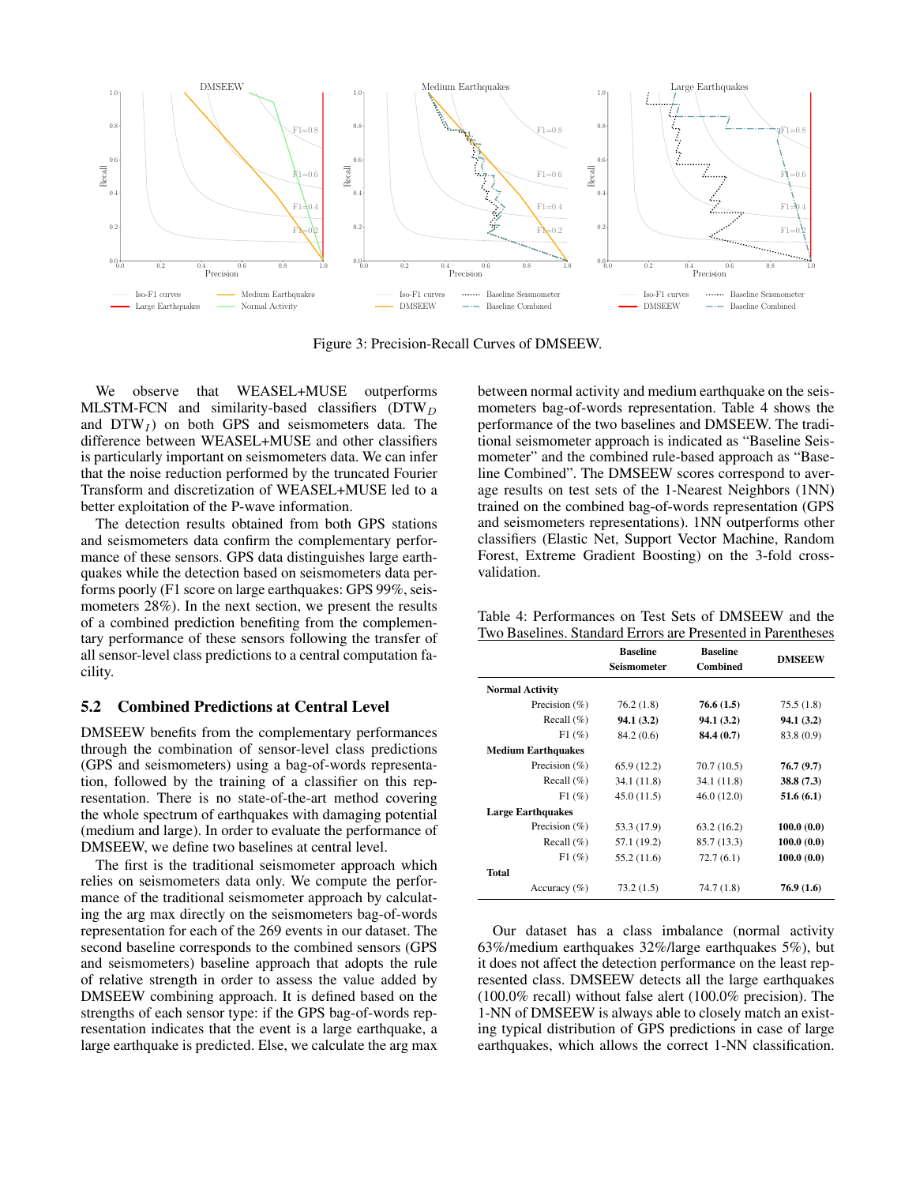Figure 3: Precision-Recall Curves of DMSEEW.

We observe that WEASEL+MUSE outperforms MLSTM-FCN and similarity-based classifiers ($DTW_D$ and $DTW_I$) on both GPS and seismometers data. The difference between WEASEL+MUSE and other classifiers is particularly important on seismometers data. We can infer that the noise reduction performed by the truncated Fourier Transform and discretization of WEASEL+MUSE led to a better exploitation of the P-wave information.

The detection results obtained from both GPS stations and seismometers data confirm the complementary performance of these sensors. GPS data distinguishes large earthquakes while the detection based on seismometers data performs poorly (F1 score on large earthquakes: GPS 99%, seismometers 28%). In the next section, we present the results of a combined prediction benefiting from the complementary performance of these sensors following the transfer of all sensor-level class predictions to a central computation facility.

## 5.2 Combined Predictions at Central Level

DMSEEW benefits from the complementary performances through the combination of sensor-level class predictions (GPS and seismometers) using a bag-of-words representation, followed by the training of a classifier on this representation. There is no state-of-the-art method covering the whole spectrum of earthquakes with damaging potential (medium and large). In order to evaluate the performance of DMSEEW, we define two baselines at central level.

The first is the traditional seismometer approach which relies on seismometers data only. We compute the performance of the traditional seismometer approach by calculating the arg max directly on the seismometers bag-of-words representation for each of the 269 events in our dataset. The second baseline corresponds to the combined sensors (GPS and seismometers) baseline approach that adopts the rule of relative strength in order to assess the value added by DMSEEW combining approach. It is defined based on the strengths of each sensor type: if the GPS bag-of-words representation indicates that the event is a large earthquake, a large earthquake is predicted. Else, we calculate the arg max between normal activity and medium earthquake on the seismometers bag-of-words representation. Table 4 shows the performance of the two baselines and DMSEEW. The traditional seismometer approach is indicated as "Baseline Seismometer" and the combined rule-based approach as "Baseline Combined". The DMSEEW scores correspond to average results on test sets of the 1-Nearest Neighbors (1NN) trained on the combined bag-of-words representation (GPS and seismometers representations). 1NN outperforms other classifiers (Elastic Net, Support Vector Machine, Random Forest, Extreme Gradient Boosting) on the 3-fold cross-validation.

Table 4: Performances on Test Sets of DMSEEW and the Two Baselines. Standard Errors are Presented in Parentheses

| | Baseline Seismometer | Baseline Combined | DMSEEW |
|---|---|---|---|
| **Normal Activity** | | | |
| Precision (%) | 76.2 (1.8) | **76.6 (1.5)** | 75.5 (1.8) |
| Recall (%) | **94.1 (3.2)** | **94.1 (3.2)** | **94.1 (3.2)** |
| F1 (%) | 84.2 (0.6) | **84.4 (0.7)** | 83.8 (0.9) |
| **Medium Earthquakes** | | | |
| Precision (%) | 65.9 (12.2) | 70.7 (10.5) | **76.7 (9.7)** |
| Recall (%) | 34.1 (11.8) | 34.1 (11.8) | **38.8 (7.3)** |
| F1 (%) | 45.0 (11.5) | 46.0 (12.0) | **51.6 (6.1)** |
| **Large Earthquakes** | | | |
| Precision (%) | 53.3 (17.9) | 63.2 (16.2) | **100.0 (0.0)** |
| Recall (%) | 57.1 (19.2) | 85.7 (13.3) | **100.0 (0.0)** |
| F1 (%) | 55.2 (11.6) | 72.7 (6.1) | **100.0 (0.0)** |
| **Total** | | | |
| Accuracy (%) | 73.2 (1.5) | 74.7 (1.8) | **76.9 (1.6)** |

Our dataset has a class imbalance (normal activity 63%/medium earthquakes 32%/large earthquakes 5%), but it does not affect the detection performance on the least represented class. DMSEEW detects all the large earthquakes (100.0% recall) without false alert (100.0% precision). The 1-NN of DMSEEW is always able to closely match an existing typical distribution of GPS predictions in case of large earthquakes, which allows the correct 1-NN classification.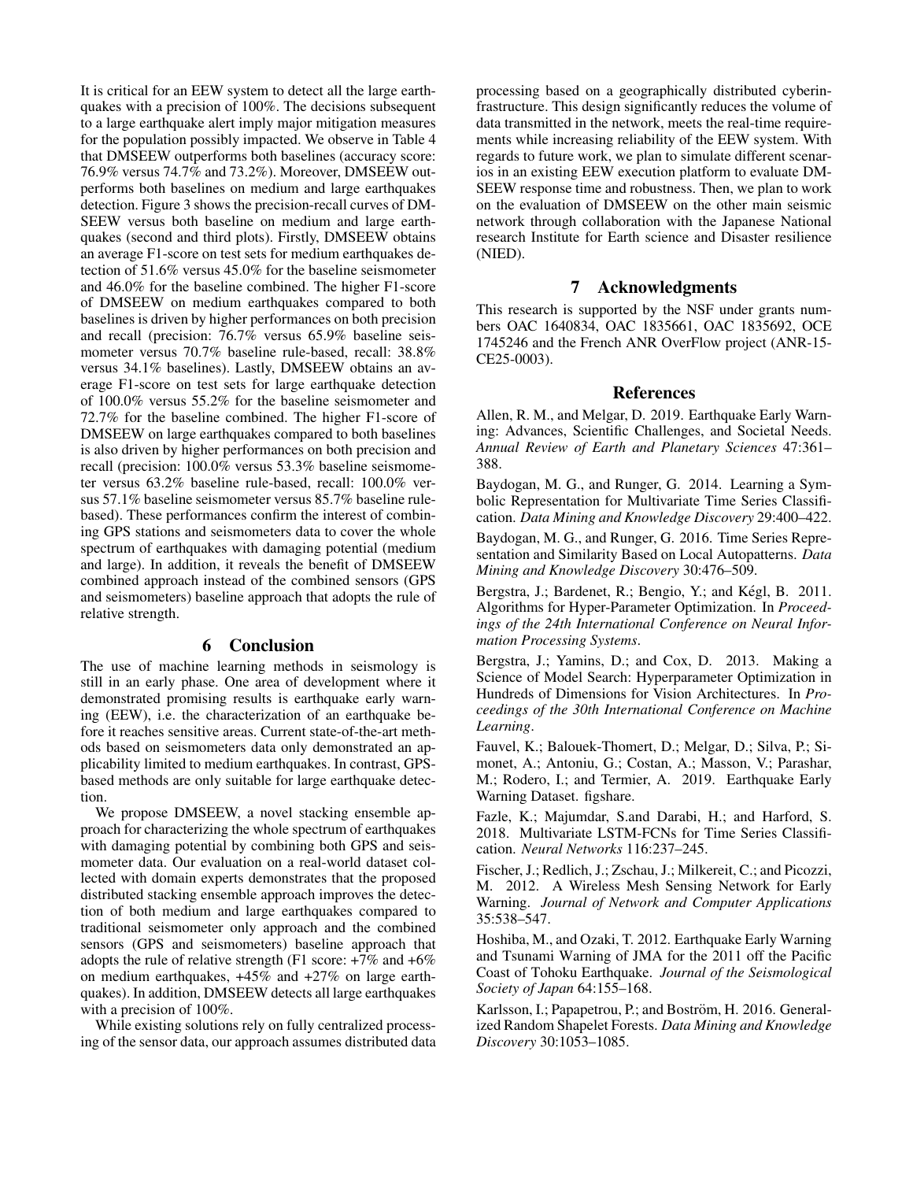It is critical for an EEW system to detect all the large earthquakes with a precision of 100%. The decisions subsequent to a large earthquake alert imply major mitigation measures for the population possibly impacted. We observe in Table 4 that DMSEEW outperforms both baselines (accuracy score: 76.9% versus 74.7% and 73.2%). Moreover, DMSEEW outperforms both baselines on medium and large earthquakes detection. Figure 3 shows the precision-recall curves of DMSEEW versus both baseline on medium and large earthquakes (second and third plots). Firstly, DMSEEW obtains an average F1-score on test sets for medium earthquakes detection of 51.6% versus 45.0% for the baseline seismometer and 46.0% for the baseline combined. The higher F1-score of DMSEEW on medium earthquakes compared to both baselines is driven by higher performances on both precision and recall (precision: 76.7% versus 65.9% baseline seismometer versus 70.7% baseline rule-based, recall: 38.8% versus 34.1% baselines). Lastly, DMSEEW obtains an average F1-score on test sets for large earthquake detection of 100.0% versus 55.2% for the baseline seismometer and 72.7% for the baseline combined. The higher F1-score of DMSEEW on large earthquakes compared to both baselines is also driven by higher performances on both precision and recall (precision: 100.0% versus 53.3% baseline seismometer versus 63.2% baseline rule-based, recall: 100.0% versus 57.1% baseline seismometer versus 85.7% baseline rule-based). These performances confirm the interest of combining GPS stations and seismometers data to cover the whole spectrum of earthquakes with damaging potential (medium and large). In addition, it reveals the benefit of DMSEEW combined approach instead of the combined sensors (GPS and seismometers) baseline approach that adopts the rule of relative strength.

## 6 Conclusion

The use of machine learning methods in seismology is still in an early phase. One area of development where it demonstrated promising results is earthquake early warning (EEW), i.e. the characterization of an earthquake before it reaches sensitive areas. Current state-of-the-art methods based on seismometers data only demonstrated an applicability limited to medium earthquakes. In contrast, GPS-based methods are only suitable for large earthquake detection.

We propose DMSEEW, a novel stacking ensemble approach for characterizing the whole spectrum of earthquakes with damaging potential by combining both GPS and seismometer data. Our evaluation on a real-world dataset collected with domain experts demonstrates that the proposed distributed stacking ensemble approach improves the detection of both medium and large earthquakes compared to traditional seismometer only approach and the combined sensors (GPS and seismometers) baseline approach that adopts the rule of relative strength (F1 score: +7% and +6% on medium earthquakes, +45% and +27% on large earthquakes). In addition, DMSEEW detects all large earthquakes with a precision of 100%.

While existing solutions rely on fully centralized processing of the sensor data, our approach assumes distributed data processing based on a geographically distributed cyberinfrastructure. This design significantly reduces the volume of data transmitted in the network, meets the real-time requirements while increasing reliability of the EEW system. With regards to future work, we plan to simulate different scenarios in an existing EEW execution platform to evaluate DMSEEW response time and robustness. Then, we plan to work on the evaluation of DMSEEW on the other main seismic network through collaboration with the Japanese National research Institute for Earth science and Disaster resilience (NIED).

## 7 Acknowledgments

This research is supported by the NSF under grants numbers OAC 1640834, OAC 1835661, OAC 1835692, OCE 1745246 and the French ANR OverFlow project (ANR-15-CE25-0003).

## References

Allen, R. M., and Melgar, D. 2019. Earthquake Early Warning: Advances, Scientific Challenges, and Societal Needs. *Annual Review of Earth and Planetary Sciences* 47:361–388.

Baydogan, M. G., and Runger, G. 2014. Learning a Symbolic Representation for Multivariate Time Series Classification. *Data Mining and Knowledge Discovery* 29:400–422.

Baydogan, M. G., and Runger, G. 2016. Time Series Representation and Similarity Based on Local Autopatterns. *Data Mining and Knowledge Discovery* 30:476–509.

Bergstra, J.; Bardenet, R.; Bengio, Y.; and Kégl, B. 2011. Algorithms for Hyper-Parameter Optimization. In *Proceedings of the 24th International Conference on Neural Information Processing Systems*.

Bergstra, J.; Yamins, D.; and Cox, D. 2013. Making a Science of Model Search: Hyperparameter Optimization in Hundreds of Dimensions for Vision Architectures. In *Proceedings of the 30th International Conference on Machine Learning*.

Fauvel, K.; Balouek-Thomert, D.; Melgar, D.; Silva, P.; Simonet, A.; Antoniu, G.; Costan, A.; Masson, V.; Parashar, M.; Rodero, I.; and Termier, A. 2019. Earthquake Early Warning Dataset. figshare.

Fazle, K.; Majumdar, S.and Darabi, H.; and Harford, S. 2018. Multivariate LSTM-FCNs for Time Series Classification. *Neural Networks* 116:237–245.

Fischer, J.; Redlich, J.; Zschau, J.; Milkereit, C.; and Picozzi, M. 2012. A Wireless Mesh Sensing Network for Early Warning. *Journal of Network and Computer Applications* 35:538–547.

Hoshiba, M., and Ozaki, T. 2012. Earthquake Early Warning and Tsunami Warning of JMA for the 2011 off the Pacific Coast of Tohoku Earthquake. *Journal of the Seismological Society of Japan* 64:155–168.

Karlsson, I.; Papapetrou, P.; and Boström, H. 2016. Generalized Random Shapelet Forests. *Data Mining and Knowledge Discovery* 30:1053–1085.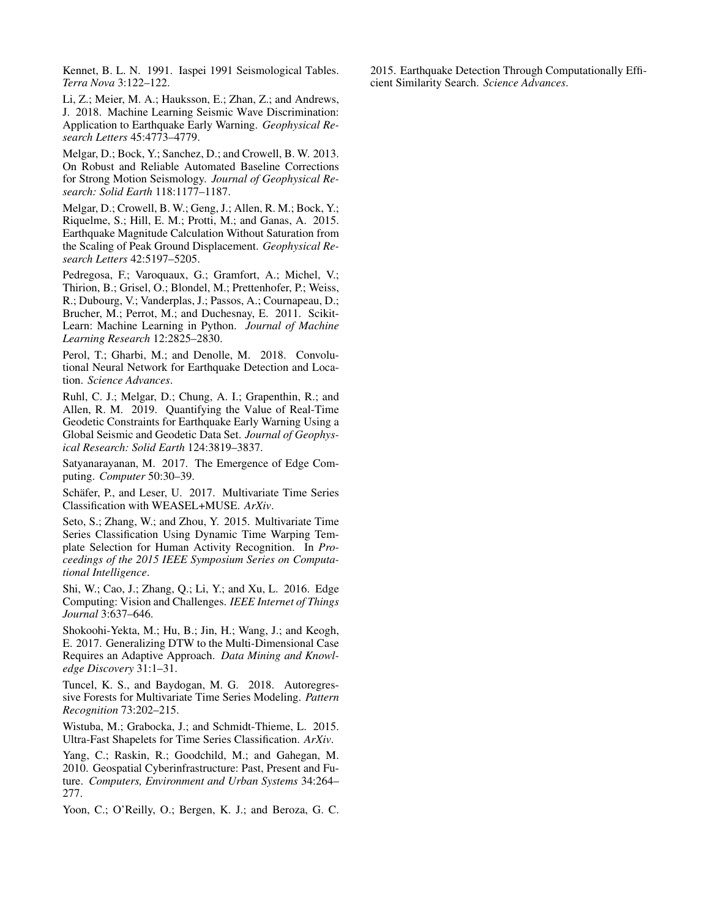Kennet, B. L. N. 1991. Iaspei 1991 Seismological Tables. *Terra Nova* 3:122–122.

Li, Z.; Meier, M. A.; Hauksson, E.; Zhan, Z.; and Andrews, J. 2018. Machine Learning Seismic Wave Discrimination: Application to Earthquake Early Warning. *Geophysical Research Letters* 45:4773–4779.

Melgar, D.; Bock, Y.; Sanchez, D.; and Crowell, B. W. 2013. On Robust and Reliable Automated Baseline Corrections for Strong Motion Seismology. *Journal of Geophysical Research: Solid Earth* 118:1177–1187.

Melgar, D.; Crowell, B. W.; Geng, J.; Allen, R. M.; Bock, Y.; Riquelme, S.; Hill, E. M.; Protti, M.; and Ganas, A. 2015. Earthquake Magnitude Calculation Without Saturation from the Scaling of Peak Ground Displacement. *Geophysical Research Letters* 42:5197–5205.

Pedregosa, F.; Varoquaux, G.; Gramfort, A.; Michel, V.; Thirion, B.; Grisel, O.; Blondel, M.; Prettenhofer, P.; Weiss, R.; Dubourg, V.; Vanderplas, J.; Passos, A.; Cournapeau, D.; Brucher, M.; Perrot, M.; and Duchesnay, E. 2011. Scikit-Learn: Machine Learning in Python. *Journal of Machine Learning Research* 12:2825–2830.

Perol, T.; Gharbi, M.; and Denolle, M. 2018. Convolutional Neural Network for Earthquake Detection and Location. *Science Advances*.

Ruhl, C. J.; Melgar, D.; Chung, A. I.; Grapenthin, R.; and Allen, R. M. 2019. Quantifying the Value of Real-Time Geodetic Constraints for Earthquake Early Warning Using a Global Seismic and Geodetic Data Set. *Journal of Geophysical Research: Solid Earth* 124:3819–3837.

Satyanarayanan, M. 2017. The Emergence of Edge Computing. *Computer* 50:30–39.

Schäfer, P., and Leser, U. 2017. Multivariate Time Series Classification with WEASEL+MUSE. *ArXiv*.

Seto, S.; Zhang, W.; and Zhou, Y. 2015. Multivariate Time Series Classification Using Dynamic Time Warping Template Selection for Human Activity Recognition. In *Proceedings of the 2015 IEEE Symposium Series on Computational Intelligence*.

Shi, W.; Cao, J.; Zhang, Q.; Li, Y.; and Xu, L. 2016. Edge Computing: Vision and Challenges. *IEEE Internet of Things Journal* 3:637–646.

Shokoohi-Yekta, M.; Hu, B.; Jin, H.; Wang, J.; and Keogh, E. 2017. Generalizing DTW to the Multi-Dimensional Case Requires an Adaptive Approach. *Data Mining and Knowledge Discovery* 31:1–31.

Tuncel, K. S., and Baydogan, M. G. 2018. Autoregressive Forests for Multivariate Time Series Modeling. *Pattern Recognition* 73:202–215.

Wistuba, M.; Grabocka, J.; and Schmidt-Thieme, L. 2015. Ultra-Fast Shapelets for Time Series Classification. *ArXiv*.

Yang, C.; Raskin, R.; Goodchild, M.; and Gahegan, M. 2010. Geospatial Cyberinfrastructure: Past, Present and Future. *Computers, Environment and Urban Systems* 34:264–277.

Yoon, C.; O'Reilly, O.; Bergen, K. J.; and Beroza, G. C. 2015. Earthquake Detection Through Computationally Efficient Similarity Search. *Science Advances*.